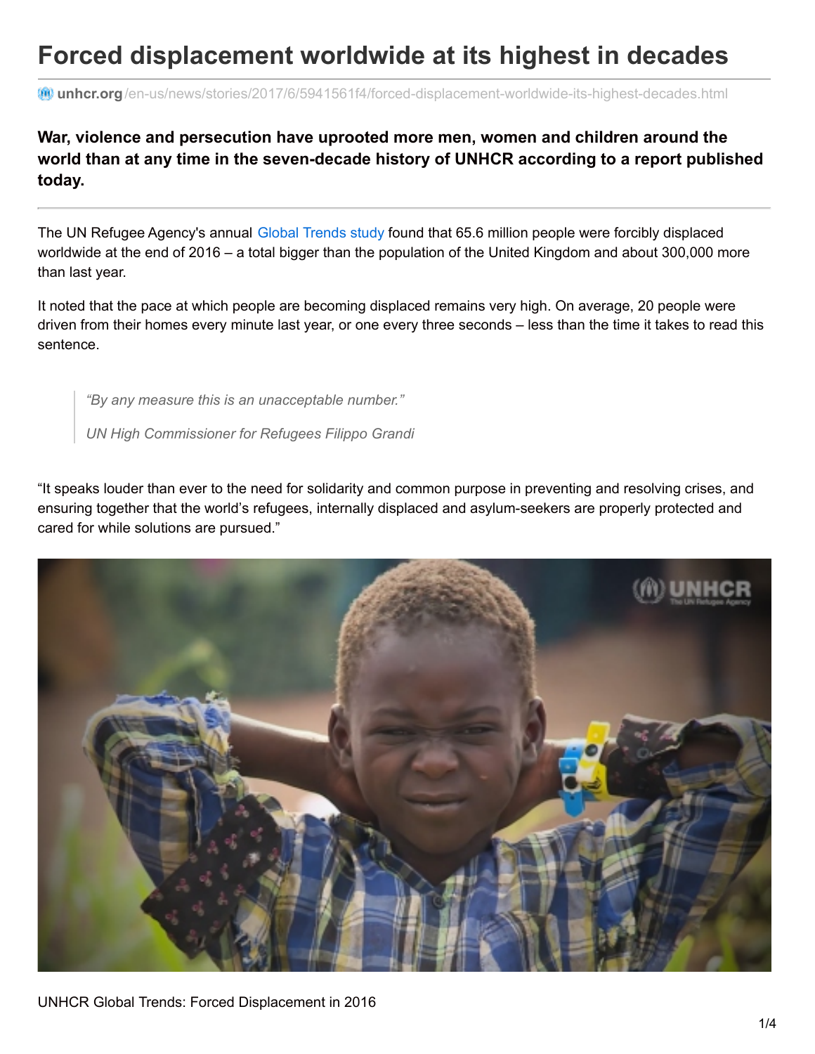# Forced displacement worldwide at its highest in decades

unhcr.org/en-us/news/stories/2017/6/5941561f4/forced-displacement-worldwide-its-highest-decades.html

**War, violence and persecution have uprooted more men, women and children around the world than at any time in the seven-decade history of UNHCR according to a report published today.**

The UN Refugee Agency's annual Global Trends study found that 65.6 million people were forcibly displaced worldwide at the end of 2016 – a total bigger than the population of the United Kingdom and about 300,000 more than last year.

It noted that the pace at which people are becoming displaced remains very high. On average, 20 people were driven from their homes every minute last year, or one every three seconds – less than the time it takes to read this sentence.

> *"By any measure this is an unacceptable number."*
>
> *UN High Commissioner for Refugees Filippo Grandi*

"It speaks louder than ever to the need for solidarity and common purpose in preventing and resolving crises, and ensuring together that the world's refugees, internally displaced and asylum-seekers are properly protected and cared for while solutions are pursued."

UNHCR Global Trends: Forced Displacement in 2016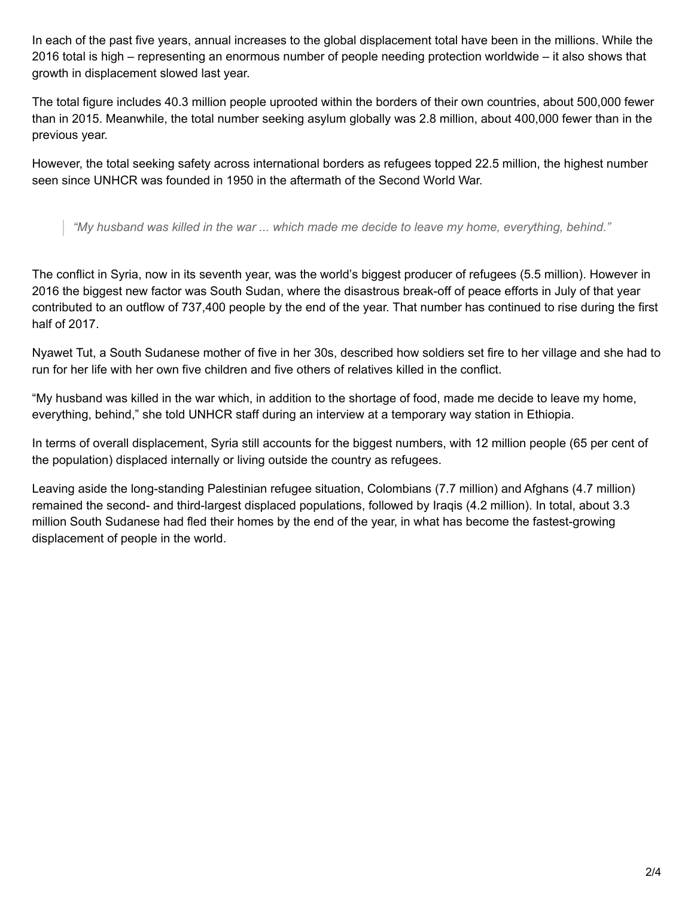In each of the past five years, annual increases to the global displacement total have been in the millions. While the 2016 total is high – representing an enormous number of people needing protection worldwide – it also shows that growth in displacement slowed last year.

The total figure includes 40.3 million people uprooted within the borders of their own countries, about 500,000 fewer than in 2015. Meanwhile, the total number seeking asylum globally was 2.8 million, about 400,000 fewer than in the previous year.

However, the total seeking safety across international borders as refugees topped 22.5 million, the highest number seen since UNHCR was founded in 1950 in the aftermath of the Second World War.

> *"My husband was killed in the war ... which made me decide to leave my home, everything, behind."*

The conflict in Syria, now in its seventh year, was the world's biggest producer of refugees (5.5 million). However in 2016 the biggest new factor was South Sudan, where the disastrous break-off of peace efforts in July of that year contributed to an outflow of 737,400 people by the end of the year. That number has continued to rise during the first half of 2017.

Nyawet Tut, a South Sudanese mother of five in her 30s, described how soldiers set fire to her village and she had to run for her life with her own five children and five others of relatives killed in the conflict.

"My husband was killed in the war which, in addition to the shortage of food, made me decide to leave my home, everything, behind," she told UNHCR staff during an interview at a temporary way station in Ethiopia.

In terms of overall displacement, Syria still accounts for the biggest numbers, with 12 million people (65 per cent of the population) displaced internally or living outside the country as refugees.

Leaving aside the long-standing Palestinian refugee situation, Colombians (7.7 million) and Afghans (4.7 million) remained the second- and third-largest displaced populations, followed by Iraqis (4.2 million). In total, about 3.3 million South Sudanese had fled their homes by the end of the year, in what has become the fastest-growing displacement of people in the world.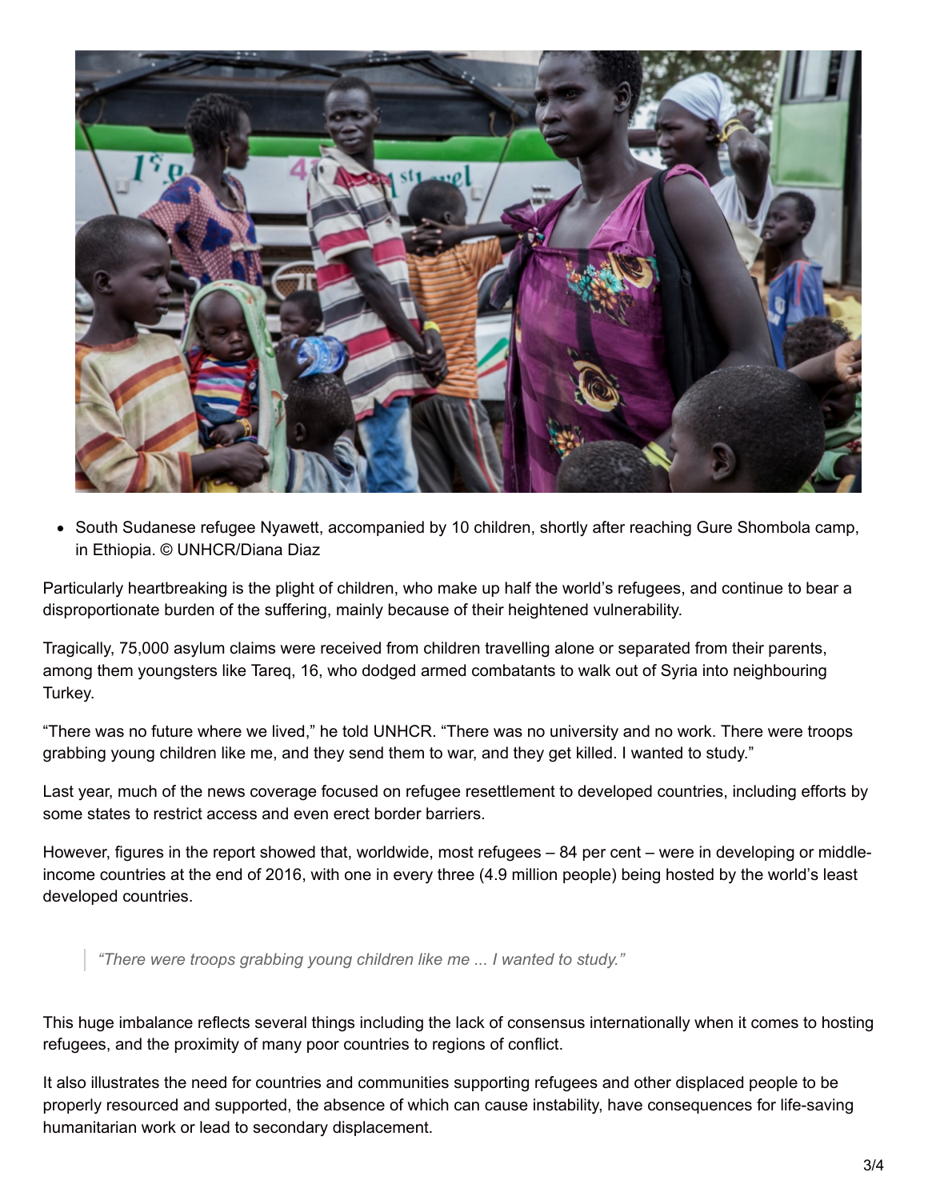- South Sudanese refugee Nyawett, accompanied by 10 children, shortly after reaching Gure Shombola camp, in Ethiopia. © UNHCR/Diana Diaz

Particularly heartbreaking is the plight of children, who make up half the world's refugees, and continue to bear a disproportionate burden of the suffering, mainly because of their heightened vulnerability.

Tragically, 75,000 asylum claims were received from children travelling alone or separated from their parents, among them youngsters like Tareq, 16, who dodged armed combatants to walk out of Syria into neighbouring Turkey.

"There was no future where we lived," he told UNHCR. "There was no university and no work. There were troops grabbing young children like me, and they send them to war, and they get killed. I wanted to study."

Last year, much of the news coverage focused on refugee resettlement to developed countries, including efforts by some states to restrict access and even erect border barriers.

However, figures in the report showed that, worldwide, most refugees – 84 per cent – were in developing or middle-income countries at the end of 2016, with one in every three (4.9 million people) being hosted by the world's least developed countries.

> *"There were troops grabbing young children like me ... I wanted to study."*

This huge imbalance reflects several things including the lack of consensus internationally when it comes to hosting refugees, and the proximity of many poor countries to regions of conflict.

It also illustrates the need for countries and communities supporting refugees and other displaced people to be properly resourced and supported, the absence of which can cause instability, have consequences for life-saving humanitarian work or lead to secondary displacement.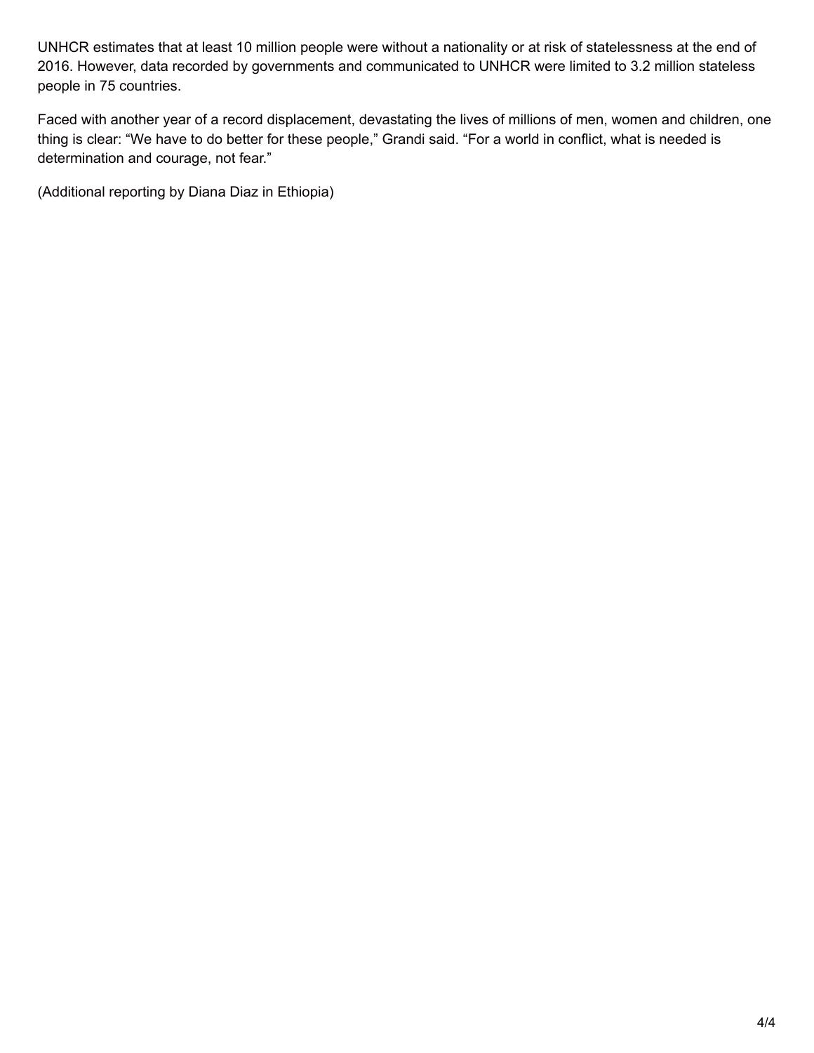UNHCR estimates that at least 10 million people were without a nationality or at risk of statelessness at the end of 2016. However, data recorded by governments and communicated to UNHCR were limited to 3.2 million stateless people in 75 countries.

Faced with another year of a record displacement, devastating the lives of millions of men, women and children, one thing is clear: "We have to do better for these people," Grandi said. "For a world in conflict, what is needed is determination and courage, not fear."

(Additional reporting by Diana Diaz in Ethiopia)